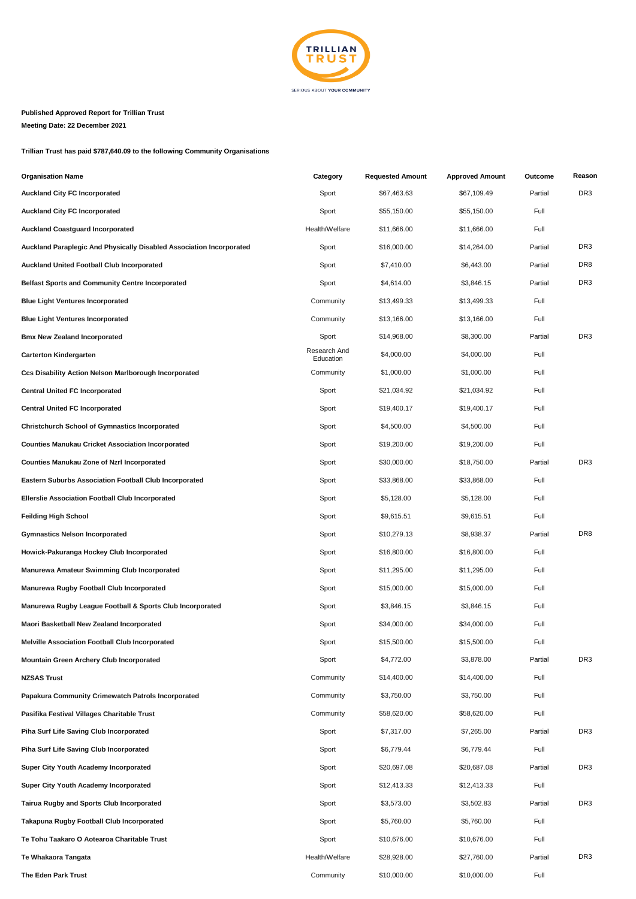**Published Approved Report for Trillian Trust**

**Meeting Date: 22 December 2021**

**Trillian Trust has paid $787,640.09 to the following Community Organisations**

| Organisation Name | Category | Requested Amount | Approved Amount | Outcome | Reason |
|---|---|---|---|---|---|
| **Auckland City FC Incorporated** | Sport | $67,463.63 | $67,109.49 | Partial | DR3 |
| **Auckland City FC Incorporated** | Sport | $55,150.00 | $55,150.00 | Full | |
| **Auckland Coastguard Incorporated** | Health/Welfare | $11,666.00 | $11,666.00 | Full | |
| **Auckland Paraplegic And Physically Disabled Association Incorporated** | Sport | $16,000.00 | $14,264.00 | Partial | DR3 |
| **Auckland United Football Club Incorporated** | Sport | $7,410.00 | $6,443.00 | Partial | DR8 |
| **Belfast Sports and Community Centre Incorporated** | Sport | $4,614.00 | $3,846.15 | Partial | DR3 |
| **Blue Light Ventures Incorporated** | Community | $13,499.33 | $13,499.33 | Full | |
| **Blue Light Ventures Incorporated** | Community | $13,166.00 | $13,166.00 | Full | |
| **Bmx New Zealand Incorporated** | Sport | $14,968.00 | $8,300.00 | Partial | DR3 |
| **Carterton Kindergarten** | Research And Education | $4,000.00 | $4,000.00 | Full | |
| **Ccs Disability Action Nelson Marlborough Incorporated** | Community | $1,000.00 | $1,000.00 | Full | |
| **Central United FC Incorporated** | Sport | $21,034.92 | $21,034.92 | Full | |
| **Central United FC Incorporated** | Sport | $19,400.17 | $19,400.17 | Full | |
| **Christchurch School of Gymnastics Incorporated** | Sport | $4,500.00 | $4,500.00 | Full | |
| **Counties Manukau Cricket Association Incorporated** | Sport | $19,200.00 | $19,200.00 | Full | |
| **Counties Manukau Zone of Nzrl Incorporated** | Sport | $30,000.00 | $18,750.00 | Partial | DR3 |
| **Eastern Suburbs Association Football Club Incorporated** | Sport | $33,868.00 | $33,868.00 | Full | |
| **Ellerslie Association Football Club Incorporated** | Sport | $5,128.00 | $5,128.00 | Full | |
| **Feilding High School** | Sport | $9,615.51 | $9,615.51 | Full | |
| **Gymnastics Nelson Incorporated** | Sport | $10,279.13 | $8,938.37 | Partial | DR8 |
| **Howick-Pakuranga Hockey Club Incorporated** | Sport | $16,800.00 | $16,800.00 | Full | |
| **Manurewa Amateur Swimming Club Incorporated** | Sport | $11,295.00 | $11,295.00 | Full | |
| **Manurewa Rugby Football Club Incorporated** | Sport | $15,000.00 | $15,000.00 | Full | |
| **Manurewa Rugby League Football & Sports Club Incorporated** | Sport | $3,846.15 | $3,846.15 | Full | |
| **Maori Basketball New Zealand Incorporated** | Sport | $34,000.00 | $34,000.00 | Full | |
| **Melville Association Football Club Incorporated** | Sport | $15,500.00 | $15,500.00 | Full | |
| **Mountain Green Archery Club Incorporated** | Sport | $4,772.00 | $3,878.00 | Partial | DR3 |
| **NZSAS Trust** | Community | $14,400.00 | $14,400.00 | Full | |
| **Papakura Community Crimewatch Patrols Incorporated** | Community | $3,750.00 | $3,750.00 | Full | |
| **Pasifika Festival Villages Charitable Trust** | Community | $58,620.00 | $58,620.00 | Full | |
| **Piha Surf Life Saving Club Incorporated** | Sport | $7,317.00 | $7,265.00 | Partial | DR3 |
| **Piha Surf Life Saving Club Incorporated** | Sport | $6,779.44 | $6,779.44 | Full | |
| **Super City Youth Academy Incorporated** | Sport | $20,697.08 | $20,687.08 | Partial | DR3 |
| **Super City Youth Academy Incorporated** | Sport | $12,413.33 | $12,413.33 | Full | |
| **Tairua Rugby and Sports Club Incorporated** | Sport | $3,573.00 | $3,502.83 | Partial | DR3 |
| **Takapuna Rugby Football Club Incorporated** | Sport | $5,760.00 | $5,760.00 | Full | |
| **Te Tohu Taakaro O Aotearoa Charitable Trust** | Sport | $10,676.00 | $10,676.00 | Full | |
| **Te Whakaora Tangata** | Health/Welfare | $28,928.00 | $27,760.00 | Partial | DR3 |
| **The Eden Park Trust** | Community | $10,000.00 | $10,000.00 | Full | |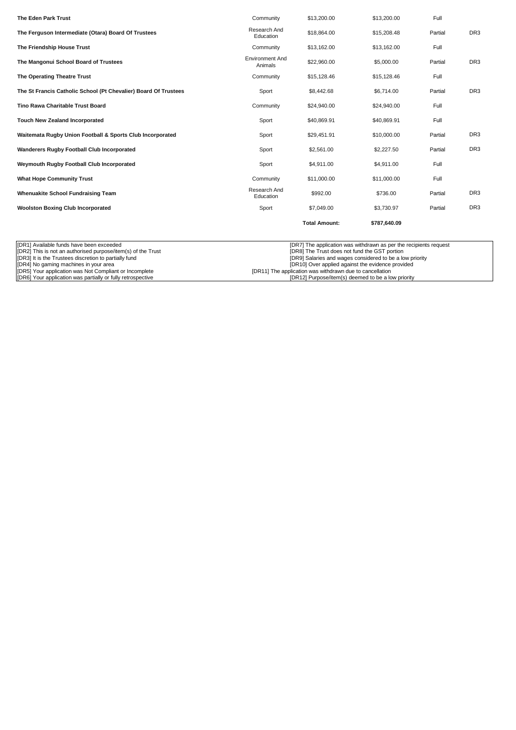| | | | | | |
|---|---|---|---|---|---|
| **The Eden Park Trust** | Community | $13,200.00 | $13,200.00 | Full | |
| **The Ferguson Intermediate (Otara) Board Of Trustees** | Research And Education | $18,864.00 | $15,208.48 | Partial | DR3 |
| **The Friendship House Trust** | Community | $13,162.00 | $13,162.00 | Full | |
| **The Mangonui School Board of Trustees** | Environment And Animals | $22,960.00 | $5,000.00 | Partial | DR3 |
| **The Operating Theatre Trust** | Community | $15,128.46 | $15,128.46 | Full | |
| **The St Francis Catholic School (Pt Chevalier) Board Of Trustees** | Sport | $8,442.68 | $6,714.00 | Partial | DR3 |
| **Tino Rawa Charitable Trust Board** | Community | $24,940.00 | $24,940.00 | Full | |
| **Touch New Zealand Incorporated** | Sport | $40,869.91 | $40,869.91 | Full | |
| **Waitemata Rugby Union Football & Sports Club Incorporated** | Sport | $29,451.91 | $10,000.00 | Partial | DR3 |
| **Wanderers Rugby Football Club Incorporated** | Sport | $2,561.00 | $2,227.50 | Partial | DR3 |
| **Weymouth Rugby Football Club Incorporated** | Sport | $4,911.00 | $4,911.00 | Full | |
| **What Hope Community Trust** | Community | $11,000.00 | $11,000.00 | Full | |
| **Whenuakite School Fundraising Team** | Research And Education | $992.00 | $736.00 | Partial | DR3 |
| **Woolston Boxing Club Incorporated** | Sport | $7,049.00 | $3,730.97 | Partial | DR3 |
| | | **Total Amount:** | **$787,640.09** | | |

[DR1] Available funds have been exceeded
[DR2] This is not an authorised purpose/item(s) of the Trust
[DR3] It is the Trustees discretion to partially fund
[DR4] No gaming machines in your area
[DR5] Your application was Not Compliant or Incomplete
[DR6] Your application was partially or fully retrospective
[DR7] The application was withdrawn as per the recipients request
[DR8] The Trust does not fund the GST portion
[DR9] Salaries and wages considered to be a low priority
[DR10] Over applied against the evidence provided
[DR11] The application was withdrawn due to cancellation
[DR12] Purpose/item(s) deemed to be a low priority